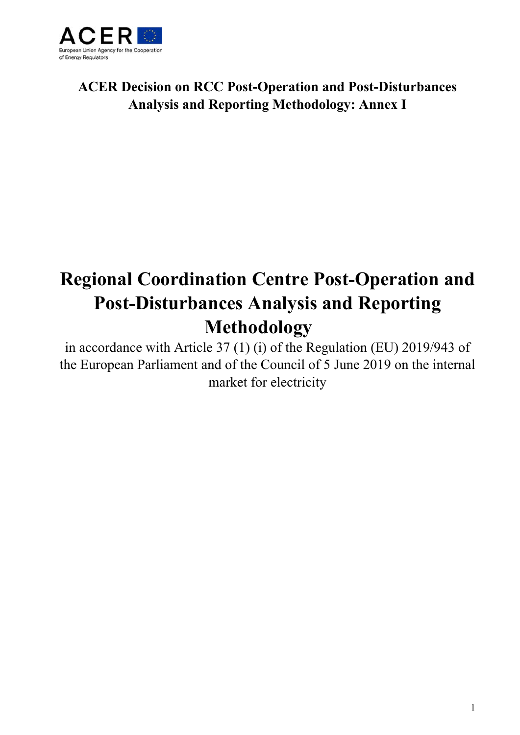**ACER Decision on RCC Post-Operation and Post-Disturbances Analysis and Reporting Methodology: Annex I**

# Regional Coordination Centre Post-Operation and Post-Disturbances Analysis and Reporting Methodology

in accordance with Article 37 (1) (i) of the Regulation (EU) 2019/943 of the European Parliament and of the Council of 5 June 2019 on the internal market for electricity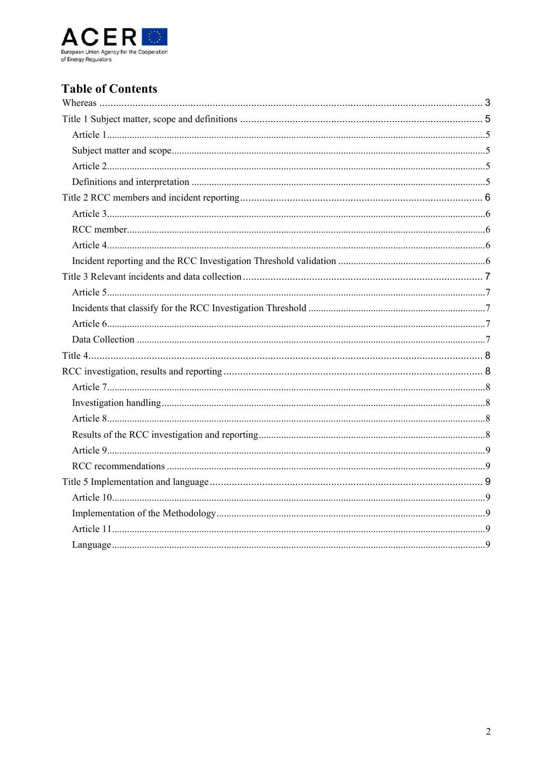## Table of Contents

Whereas ..... 3

Title 1 Subject matter, scope and definitions ..... 5

- Article 1 ..... 5
- Subject matter and scope ..... 5
- Article 2 ..... 5
- Definitions and interpretation ..... 5

Title 2 RCC members and incident reporting ..... 6

- Article 3 ..... 6
- RCC member ..... 6
- Article 4 ..... 6
- Incident reporting and the RCC Investigation Threshold validation ..... 6

Title 3 Relevant incidents and data collection ..... 7

- Article 5 ..... 7
- Incidents that classify for the RCC Investigation Threshold ..... 7
- Article 6 ..... 7
- Data Collection ..... 7

Title 4 ..... 8

RCC investigation, results and reporting ..... 8

- Article 7 ..... 8
- Investigation handling ..... 8
- Article 8 ..... 8
- Results of the RCC investigation and reporting ..... 8
- Article 9 ..... 9
- RCC recommendations ..... 9

Title 5 Implementation and language ..... 9

- Article 10 ..... 9
- Implementation of the Methodology ..... 9
- Article 11 ..... 9
- Language ..... 9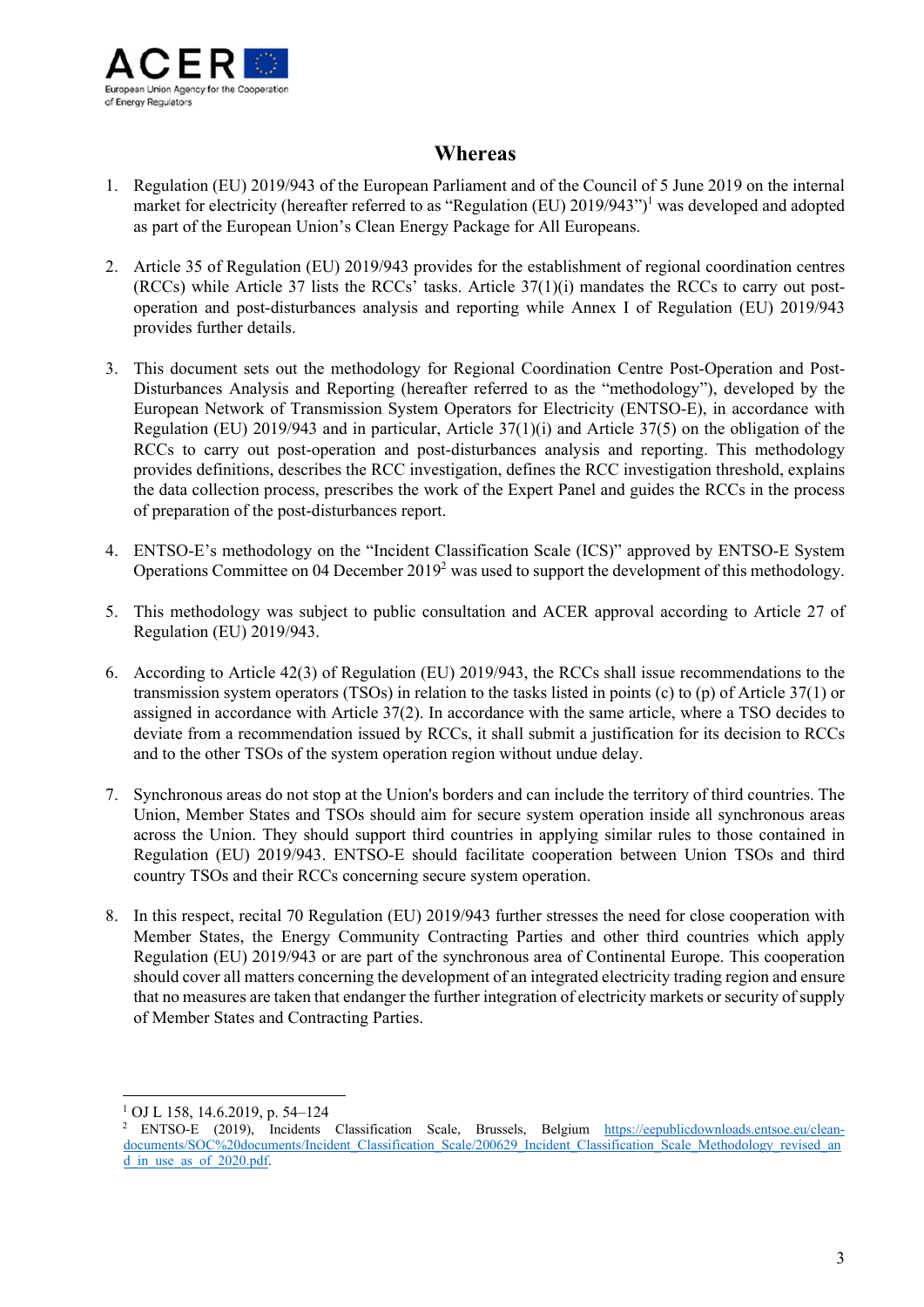# Whereas

1. Regulation (EU) 2019/943 of the European Parliament and of the Council of 5 June 2019 on the internal market for electricity (hereafter referred to as "Regulation (EU) 2019/943")[1] was developed and adopted as part of the European Union's Clean Energy Package for All Europeans.

2. Article 35 of Regulation (EU) 2019/943 provides for the establishment of regional coordination centres (RCCs) while Article 37 lists the RCCs' tasks. Article 37(1)(i) mandates the RCCs to carry out post-operation and post-disturbances analysis and reporting while Annex I of Regulation (EU) 2019/943 provides further details.

3. This document sets out the methodology for Regional Coordination Centre Post-Operation and Post-Disturbances Analysis and Reporting (hereafter referred to as the "methodology"), developed by the European Network of Transmission System Operators for Electricity (ENTSO-E), in accordance with Regulation (EU) 2019/943 and in particular, Article 37(1)(i) and Article 37(5) on the obligation of the RCCs to carry out post-operation and post-disturbances analysis and reporting. This methodology provides definitions, describes the RCC investigation, defines the RCC investigation threshold, explains the data collection process, prescribes the work of the Expert Panel and guides the RCCs in the process of preparation of the post-disturbances report.

4. ENTSO-E's methodology on the "Incident Classification Scale (ICS)" approved by ENTSO-E System Operations Committee on 04 December 2019[2] was used to support the development of this methodology.

5. This methodology was subject to public consultation and ACER approval according to Article 27 of Regulation (EU) 2019/943.

6. According to Article 42(3) of Regulation (EU) 2019/943, the RCCs shall issue recommendations to the transmission system operators (TSOs) in relation to the tasks listed in points (c) to (p) of Article 37(1) or assigned in accordance with Article 37(2). In accordance with the same article, where a TSO decides to deviate from a recommendation issued by RCCs, it shall submit a justification for its decision to RCCs and to the other TSOs of the system operation region without undue delay.

7. Synchronous areas do not stop at the Union's borders and can include the territory of third countries. The Union, Member States and TSOs should aim for secure system operation inside all synchronous areas across the Union. They should support third countries in applying similar rules to those contained in Regulation (EU) 2019/943. ENTSO-E should facilitate cooperation between Union TSOs and third country TSOs and their RCCs concerning secure system operation.

8. In this respect, recital 70 Regulation (EU) 2019/943 further stresses the need for close cooperation with Member States, the Energy Community Contracting Parties and other third countries which apply Regulation (EU) 2019/943 or are part of the synchronous area of Continental Europe. This cooperation should cover all matters concerning the development of an integrated electricity trading region and ensure that no measures are taken that endanger the further integration of electricity markets or security of supply of Member States and Contracting Parties.

---

[1] OJ L 158, 14.6.2019, p. 54–124

[2] ENTSO-E (2019), Incidents Classification Scale, Brussels, Belgium https://eepublicdownloads.entsoe.eu/clean-documents/SOC%20documents/Incident_Classification_Scale/200629_Incident_Classification_Scale_Methodology_revised_and_in_use_as_of_2020.pdf.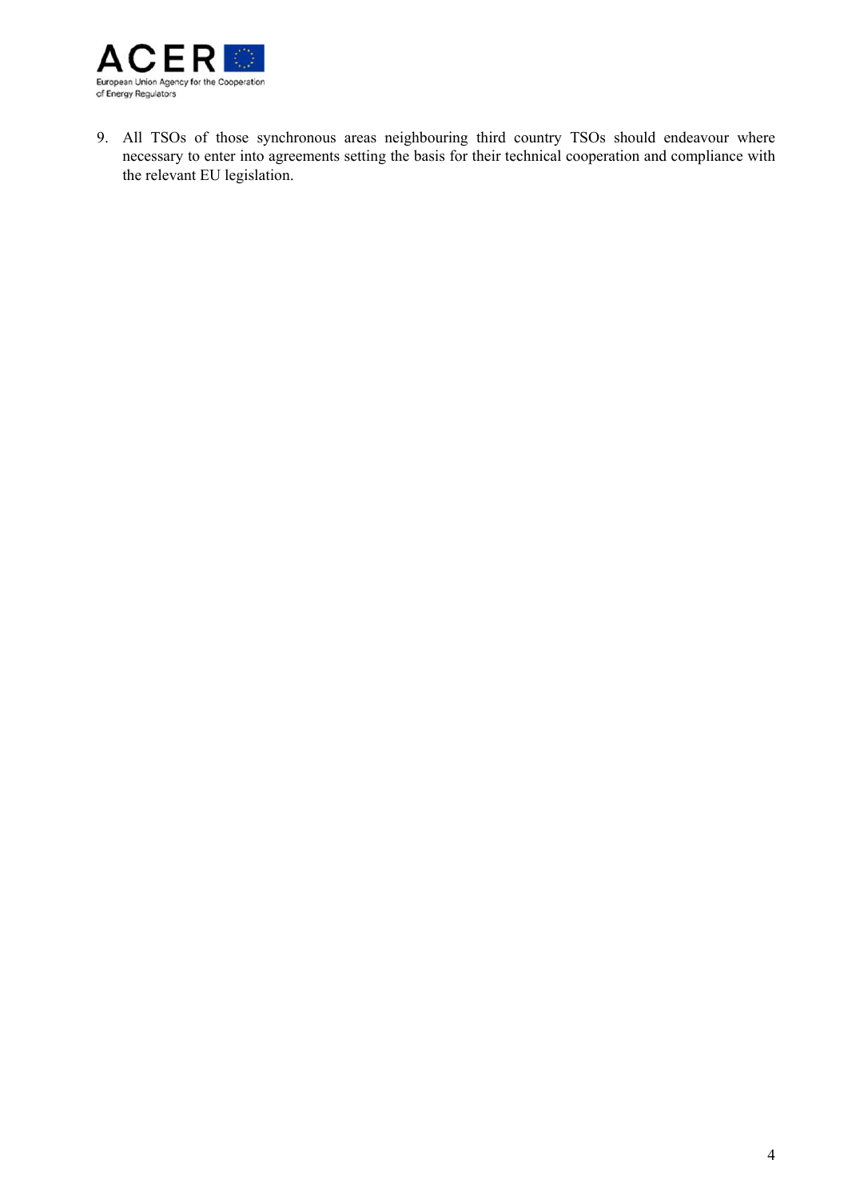9. All TSOs of those synchronous areas neighbouring third country TSOs should endeavour where necessary to enter into agreements setting the basis for their technical cooperation and compliance with the relevant EU legislation.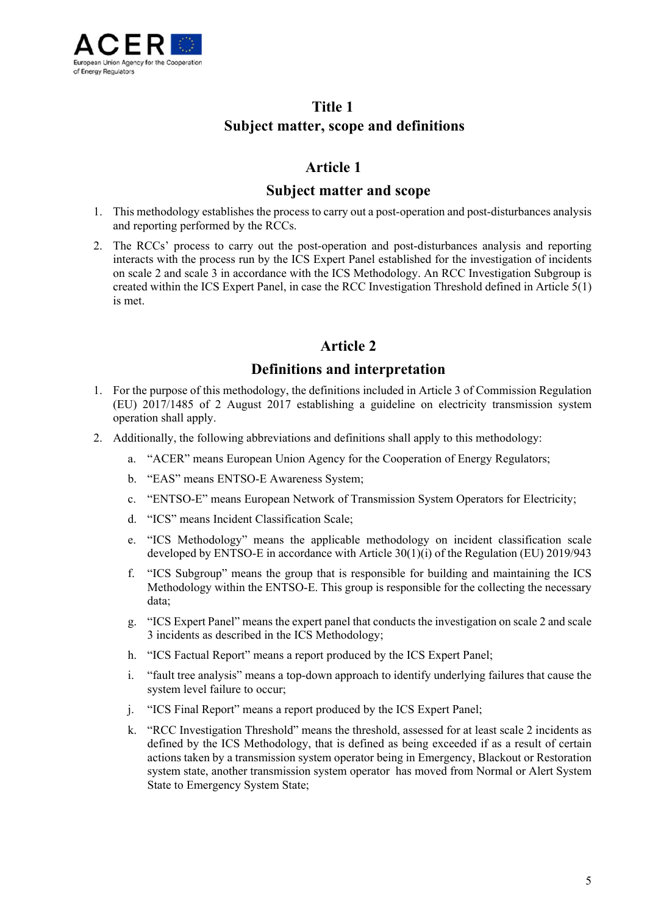# Title 1
# Subject matter, scope and definitions

## Article 1
## Subject matter and scope

1. This methodology establishes the process to carry out a post-operation and post-disturbances analysis and reporting performed by the RCCs.
2. The RCCs' process to carry out the post-operation and post-disturbances analysis and reporting interacts with the process run by the ICS Expert Panel established for the investigation of incidents on scale 2 and scale 3 in accordance with the ICS Methodology. An RCC Investigation Subgroup is created within the ICS Expert Panel, in case the RCC Investigation Threshold defined in Article 5(1) is met.

## Article 2
## Definitions and interpretation

1. For the purpose of this methodology, the definitions included in Article 3 of Commission Regulation (EU) 2017/1485 of 2 August 2017 establishing a guideline on electricity transmission system operation shall apply.
2. Additionally, the following abbreviations and definitions shall apply to this methodology:
   a. "ACER" means European Union Agency for the Cooperation of Energy Regulators;
   b. "EAS" means ENTSO-E Awareness System;
   c. "ENTSO-E" means European Network of Transmission System Operators for Electricity;
   d. "ICS" means Incident Classification Scale;
   e. "ICS Methodology" means the applicable methodology on incident classification scale developed by ENTSO-E in accordance with Article 30(1)(i) of the Regulation (EU) 2019/943
   f. "ICS Subgroup" means the group that is responsible for building and maintaining the ICS Methodology within the ENTSO-E. This group is responsible for the collecting the necessary data;
   g. "ICS Expert Panel" means the expert panel that conducts the investigation on scale 2 and scale 3 incidents as described in the ICS Methodology;
   h. "ICS Factual Report" means a report produced by the ICS Expert Panel;
   i. "fault tree analysis" means a top-down approach to identify underlying failures that cause the system level failure to occur;
   j. "ICS Final Report" means a report produced by the ICS Expert Panel;
   k. "RCC Investigation Threshold" means the threshold, assessed for at least scale 2 incidents as defined by the ICS Methodology, that is defined as being exceeded if as a result of certain actions taken by a transmission system operator being in Emergency, Blackout or Restoration system state, another transmission system operator has moved from Normal or Alert System State to Emergency System State;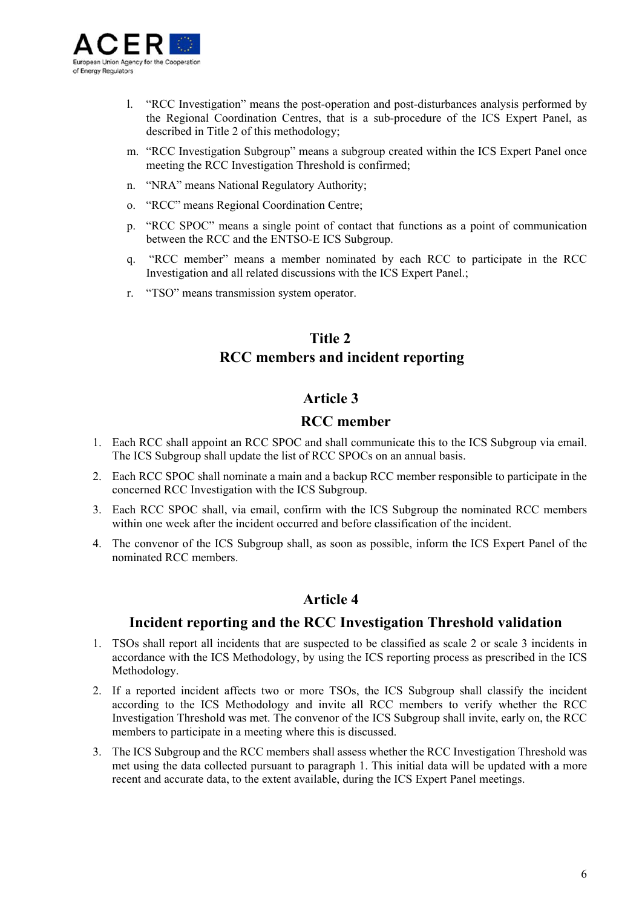l. “RCC Investigation” means the post-operation and post-disturbances analysis performed by the Regional Coordination Centres, that is a sub-procedure of the ICS Expert Panel, as described in Title 2 of this methodology;

m. “RCC Investigation Subgroup” means a subgroup created within the ICS Expert Panel once meeting the RCC Investigation Threshold is confirmed;

n. “NRA” means National Regulatory Authority;

o. “RCC” means Regional Coordination Centre;

p. “RCC SPOC” means a single point of contact that functions as a point of communication between the RCC and the ENTSO-E ICS Subgroup.

q. “RCC member” means a member nominated by each RCC to participate in the RCC Investigation and all related discussions with the ICS Expert Panel.;

r. “TSO” means transmission system operator.

## Title 2
## RCC members and incident reporting

### Article 3
### RCC member

1. Each RCC shall appoint an RCC SPOC and shall communicate this to the ICS Subgroup via email. The ICS Subgroup shall update the list of RCC SPOCs on an annual basis.
2. Each RCC SPOC shall nominate a main and a backup RCC member responsible to participate in the concerned RCC Investigation with the ICS Subgroup.
3. Each RCC SPOC shall, via email, confirm with the ICS Subgroup the nominated RCC members within one week after the incident occurred and before classification of the incident.
4. The convenor of the ICS Subgroup shall, as soon as possible, inform the ICS Expert Panel of the nominated RCC members.

### Article 4
### Incident reporting and the RCC Investigation Threshold validation

1. TSOs shall report all incidents that are suspected to be classified as scale 2 or scale 3 incidents in accordance with the ICS Methodology, by using the ICS reporting process as prescribed in the ICS Methodology.
2. If a reported incident affects two or more TSOs, the ICS Subgroup shall classify the incident according to the ICS Methodology and invite all RCC members to verify whether the RCC Investigation Threshold was met. The convenor of the ICS Subgroup shall invite, early on, the RCC members to participate in a meeting where this is discussed.
3. The ICS Subgroup and the RCC members shall assess whether the RCC Investigation Threshold was met using the data collected pursuant to paragraph 1. This initial data will be updated with a more recent and accurate data, to the extent available, during the ICS Expert Panel meetings.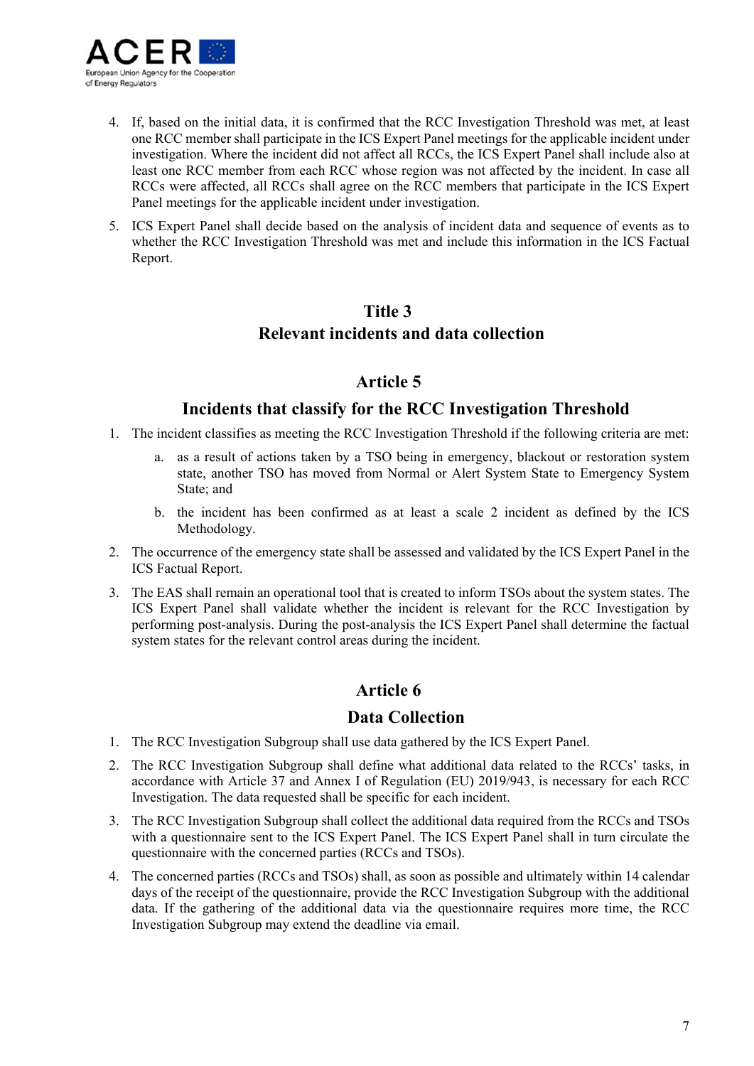4. If, based on the initial data, it is confirmed that the RCC Investigation Threshold was met, at least one RCC member shall participate in the ICS Expert Panel meetings for the applicable incident under investigation. Where the incident did not affect all RCCs, the ICS Expert Panel shall include also at least one RCC member from each RCC whose region was not affected by the incident. In case all RCCs were affected, all RCCs shall agree on the RCC members that participate in the ICS Expert Panel meetings for the applicable incident under investigation.

5. ICS Expert Panel shall decide based on the analysis of incident data and sequence of events as to whether the RCC Investigation Threshold was met and include this information in the ICS Factual Report.

## Title 3
## Relevant incidents and data collection

### Article 5
### Incidents that classify for the RCC Investigation Threshold

1. The incident classifies as meeting the RCC Investigation Threshold if the following criteria are met:
   a. as a result of actions taken by a TSO being in emergency, blackout or restoration system state, another TSO has moved from Normal or Alert System State to Emergency System State; and
   b. the incident has been confirmed as at least a scale 2 incident as defined by the ICS Methodology.
2. The occurrence of the emergency state shall be assessed and validated by the ICS Expert Panel in the ICS Factual Report.
3. The EAS shall remain an operational tool that is created to inform TSOs about the system states. The ICS Expert Panel shall validate whether the incident is relevant for the RCC Investigation by performing post-analysis. During the post-analysis the ICS Expert Panel shall determine the factual system states for the relevant control areas during the incident.

### Article 6
### Data Collection

1. The RCC Investigation Subgroup shall use data gathered by the ICS Expert Panel.
2. The RCC Investigation Subgroup shall define what additional data related to the RCCs' tasks, in accordance with Article 37 and Annex I of Regulation (EU) 2019/943, is necessary for each RCC Investigation. The data requested shall be specific for each incident.
3. The RCC Investigation Subgroup shall collect the additional data required from the RCCs and TSOs with a questionnaire sent to the ICS Expert Panel. The ICS Expert Panel shall in turn circulate the questionnaire with the concerned parties (RCCs and TSOs).
4. The concerned parties (RCCs and TSOs) shall, as soon as possible and ultimately within 14 calendar days of the receipt of the questionnaire, provide the RCC Investigation Subgroup with the additional data. If the gathering of the additional data via the questionnaire requires more time, the RCC Investigation Subgroup may extend the deadline via email.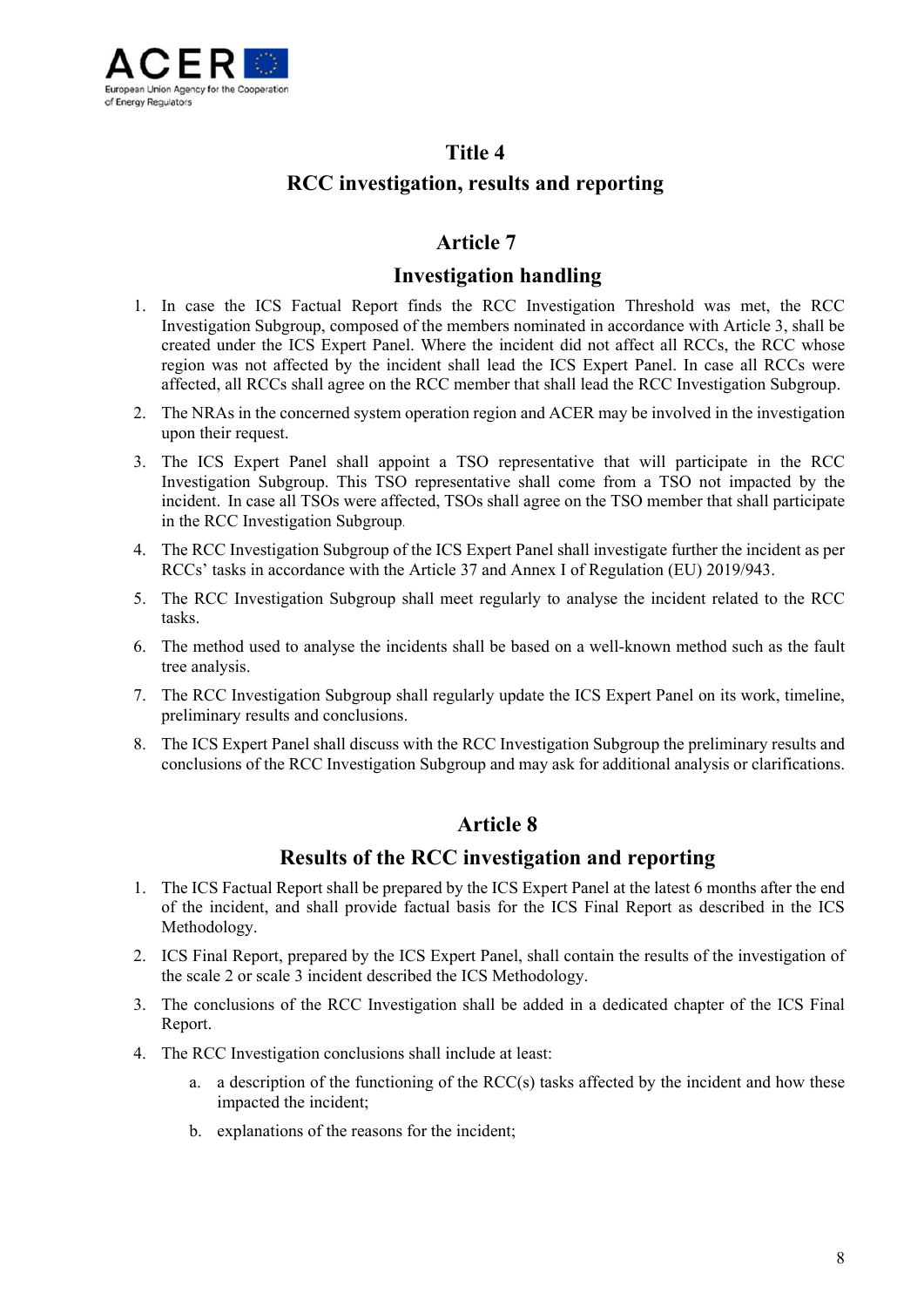# Title 4

# RCC investigation, results and reporting

## Article 7

## Investigation handling

1. In case the ICS Factual Report finds the RCC Investigation Threshold was met, the RCC Investigation Subgroup, composed of the members nominated in accordance with Article 3, shall be created under the ICS Expert Panel. Where the incident did not affect all RCCs, the RCC whose region was not affected by the incident shall lead the ICS Expert Panel. In case all RCCs were affected, all RCCs shall agree on the RCC member that shall lead the RCC Investigation Subgroup.
2. The NRAs in the concerned system operation region and ACER may be involved in the investigation upon their request.
3. The ICS Expert Panel shall appoint a TSO representative that will participate in the RCC Investigation Subgroup. This TSO representative shall come from a TSO not impacted by the incident. In case all TSOs were affected, TSOs shall agree on the TSO member that shall participate in the RCC Investigation Subgroup.
4. The RCC Investigation Subgroup of the ICS Expert Panel shall investigate further the incident as per RCCs' tasks in accordance with the Article 37 and Annex I of Regulation (EU) 2019/943.
5. The RCC Investigation Subgroup shall meet regularly to analyse the incident related to the RCC tasks.
6. The method used to analyse the incidents shall be based on a well-known method such as the fault tree analysis.
7. The RCC Investigation Subgroup shall regularly update the ICS Expert Panel on its work, timeline, preliminary results and conclusions.
8. The ICS Expert Panel shall discuss with the RCC Investigation Subgroup the preliminary results and conclusions of the RCC Investigation Subgroup and may ask for additional analysis or clarifications.

## Article 8

## Results of the RCC investigation and reporting

1. The ICS Factual Report shall be prepared by the ICS Expert Panel at the latest 6 months after the end of the incident, and shall provide factual basis for the ICS Final Report as described in the ICS Methodology.
2. ICS Final Report, prepared by the ICS Expert Panel, shall contain the results of the investigation of the scale 2 or scale 3 incident described the ICS Methodology.
3. The conclusions of the RCC Investigation shall be added in a dedicated chapter of the ICS Final Report.
4. The RCC Investigation conclusions shall include at least:
    a. a description of the functioning of the RCC(s) tasks affected by the incident and how these impacted the incident;
    b. explanations of the reasons for the incident;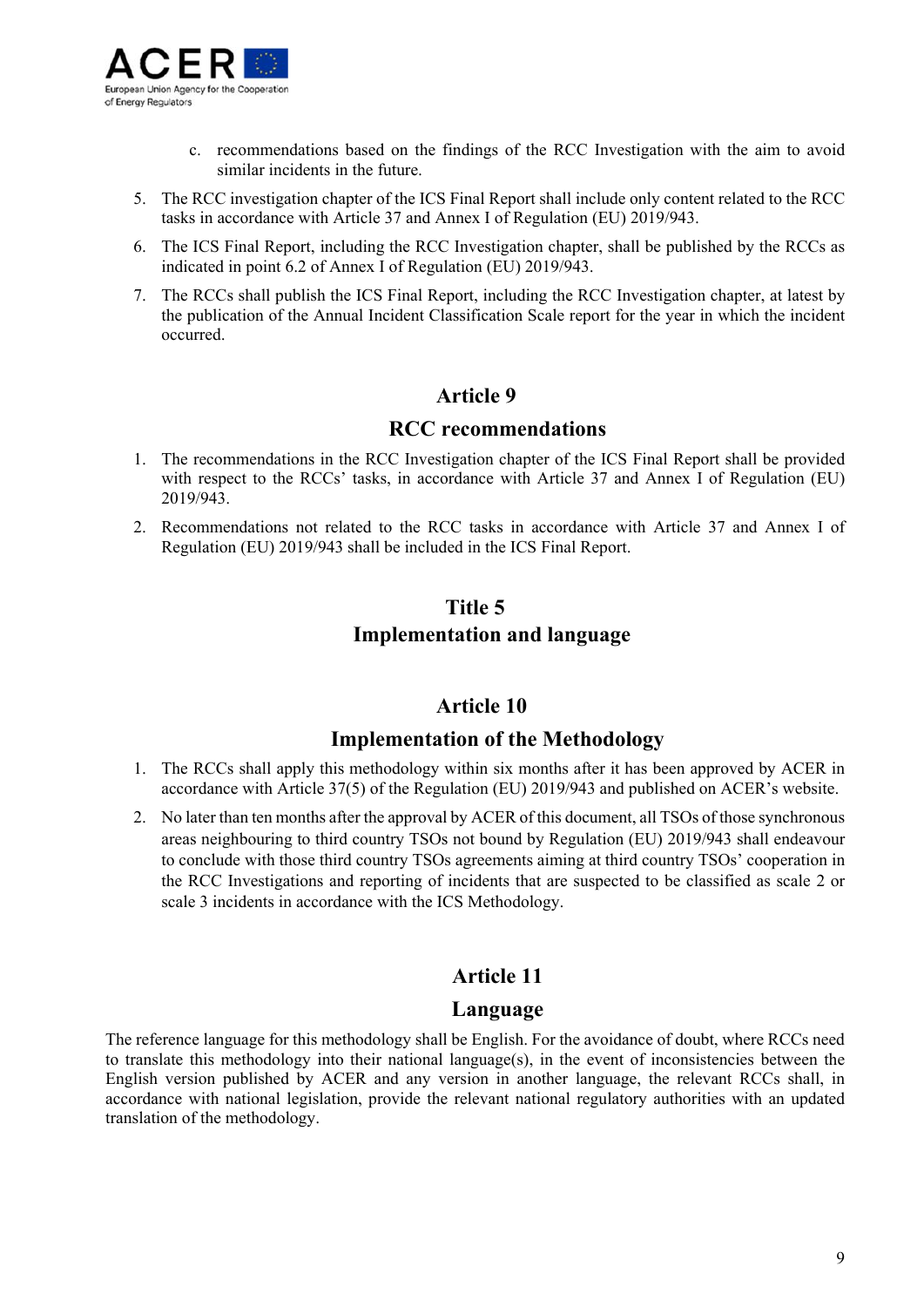c. recommendations based on the findings of the RCC Investigation with the aim to avoid similar incidents in the future.

5. The RCC investigation chapter of the ICS Final Report shall include only content related to the RCC tasks in accordance with Article 37 and Annex I of Regulation (EU) 2019/943.
6. The ICS Final Report, including the RCC Investigation chapter, shall be published by the RCCs as indicated in point 6.2 of Annex I of Regulation (EU) 2019/943.
7. The RCCs shall publish the ICS Final Report, including the RCC Investigation chapter, at latest by the publication of the Annual Incident Classification Scale report for the year in which the incident occurred.

## Article 9

## RCC recommendations

1. The recommendations in the RCC Investigation chapter of the ICS Final Report shall be provided with respect to the RCCs' tasks, in accordance with Article 37 and Annex I of Regulation (EU) 2019/943.
2. Recommendations not related to the RCC tasks in accordance with Article 37 and Annex I of Regulation (EU) 2019/943 shall be included in the ICS Final Report.

# Title 5
# Implementation and language

## Article 10

## Implementation of the Methodology

1. The RCCs shall apply this methodology within six months after it has been approved by ACER in accordance with Article 37(5) of the Regulation (EU) 2019/943 and published on ACER's website.
2. No later than ten months after the approval by ACER of this document, all TSOs of those synchronous areas neighbouring to third country TSOs not bound by Regulation (EU) 2019/943 shall endeavour to conclude with those third country TSOs agreements aiming at third country TSOs' cooperation in the RCC Investigations and reporting of incidents that are suspected to be classified as scale 2 or scale 3 incidents in accordance with the ICS Methodology.

## Article 11

## Language

The reference language for this methodology shall be English. For the avoidance of doubt, where RCCs need to translate this methodology into their national language(s), in the event of inconsistencies between the English version published by ACER and any version in another language, the relevant RCCs shall, in accordance with national legislation, provide the relevant national regulatory authorities with an updated translation of the methodology.